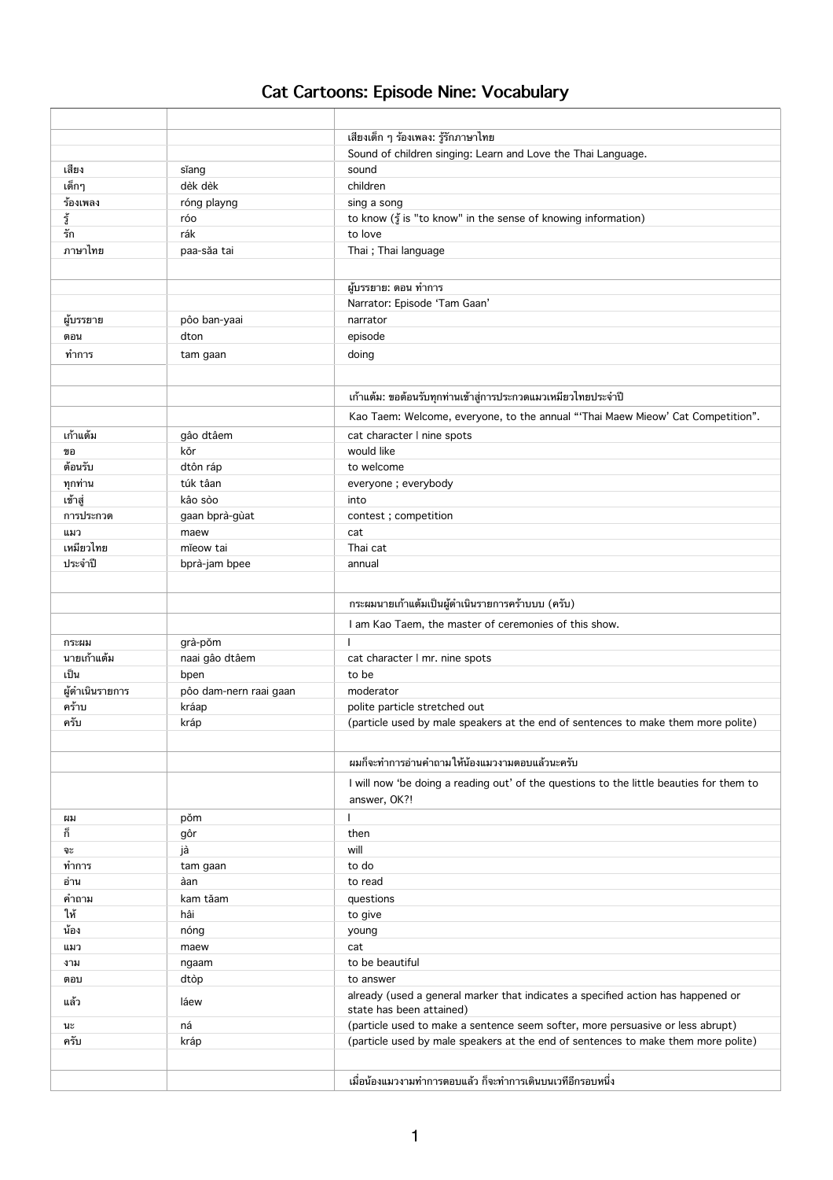# Cat Cartoons: Episode Nine: Vocabulary

| | | |
|---|---|---|
| | | |
| | | เสียงเด็ก ๆ ร้องเพลง: รู้รักภาษาไทย |
| | | Sound of children singing: Learn and Love the Thai Language. |
| เสียง | sĭang | sound |
| เด็กๆ | dèk dèk | children |
| ร้องเพลง | róng playng | sing a song |
| รู้ | róo | to know (รู้ is "to know" in the sense of knowing information) |
| รัก | rák | to love |
| ภาษาไทย | paa-săa tai | Thai ; Thai language |
| | | |
| | | ผู้บรรยาย: ตอน ทำการ |
| | | Narrator: Episode 'Tam Gaan' |
| ผู้บรรยาย | pôo ban-yaai | narrator |
| ตอน | dton | episode |
| ทำการ | tam gaan | doing |
| | | |
| | | เก้าแต้ม: ขอต้อนรับทุกท่านเข้าสู่การประกวดแมวเหมียวไทยประจำปี |
| | | Kao Taem: Welcome, everyone, to the annual "'Thai Maew Mieow' Cat Competition". |
| เก้าแต้ม | gâo dtâem | cat character I nine spots |
| ขอ | kŏr | would like |
| ต้อนรับ | dtôn ráp | to welcome |
| ทุกท่าน | túk tâan | everyone ; everybody |
| เข้าสู่ | kâo sòo | into |
| การประกวด | gaan bprà-gùat | contest ; competition |
| แมว | maew | cat |
| เหมียวไทย | mĭeow tai | Thai cat |
| ประจำปี | bprà-jam bpee | annual |
| | | |
| | | กระผมนายเก้าแต้มเป็นผู้ดำเนินรายการคร้าบบบ (ครับ) |
| | | I am Kao Taem, the master of ceremonies of this show. |
| กระผม | grà-pŏm | I |
| นายเก้าแต้ม | naai gâo dtâem | cat character I mr. nine spots |
| เป็น | bpen | to be |
| ผู้ดำเนินรายการ | pôo dam-nern raai gaan | moderator |
| คร้าบ | kráap | polite particle stretched out |
| ครับ | kráp | (particle used by male speakers at the end of sentences to make them more polite) |
| | | |
| | | ผมก็จะทำการอ่านคำถามให้น้องแมวงามตอบแล้วนะครับ |
| | | I will now 'be doing a reading out' of the questions to the little beauties for them to answer, OK?! |
| ผม | pŏm | I |
| ก็ | gôr | then |
| จะ | jà | will |
| ทำการ | tam gaan | to do |
| อ่าน | àan | to read |
| คำถาม | kam tăam | questions |
| ให้ | hâi | to give |
| น้อง | nóng | young |
| แมว | maew | cat |
| งาม | ngaam | to be beautiful |
| ตอบ | dtòp | to answer |
| แล้ว | láew | already (used a general marker that indicates a specified action has happened or state has been attained) |
| นะ | ná | (particle used to make a sentence seem softer, more persuasive or less abrupt) |
| ครับ | kráp | (particle used by male speakers at the end of sentences to make them more polite) |
| | | |
| | | เมื่อน้องแมวงามทำการตอบแล้ว ก็จะทำการเดินบนเวทีอีกรอบหนึ่ง |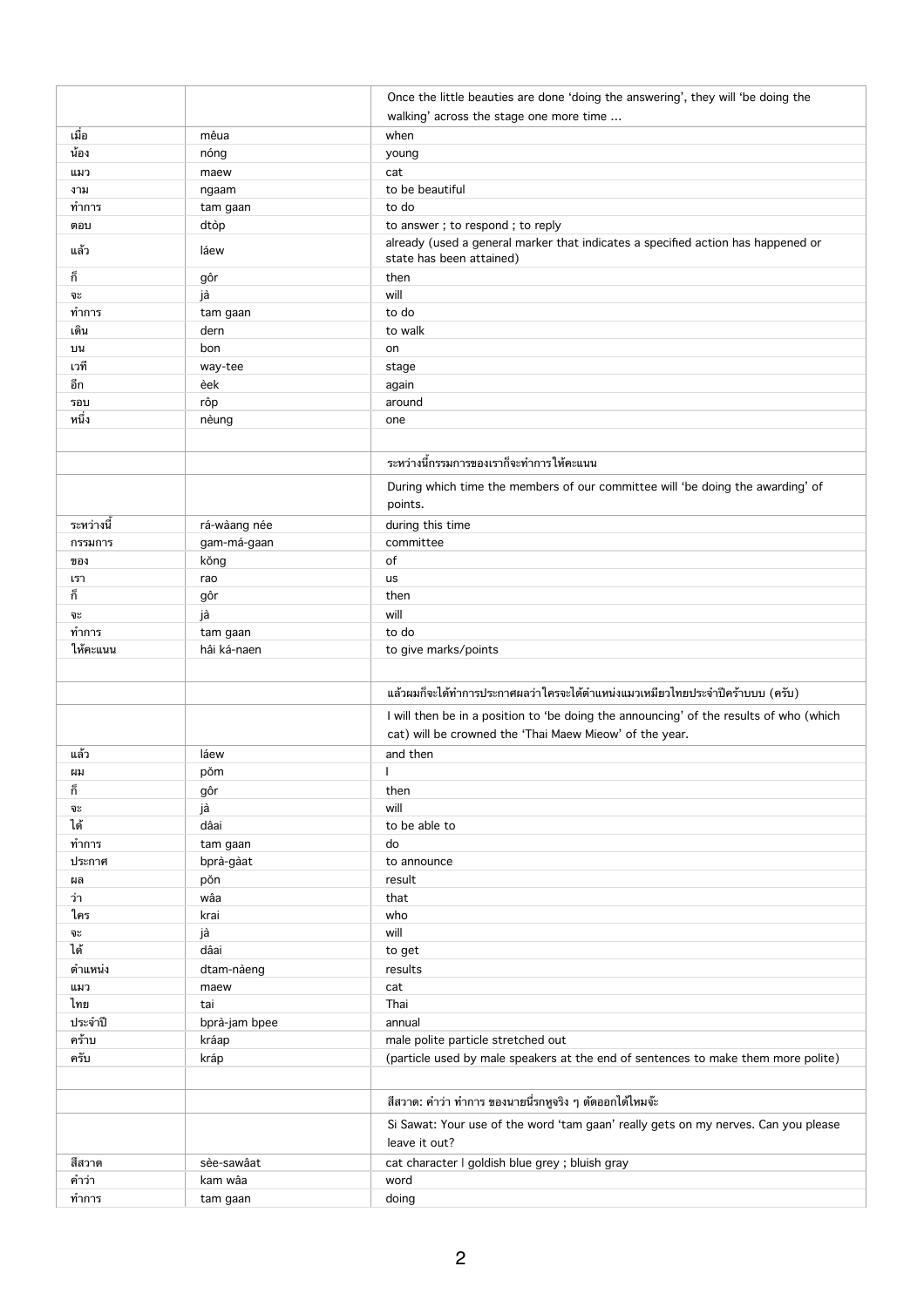| | | |
|---|---|---|
| | | Once the little beauties are done 'doing the answering', they will 'be doing the walking' across the stage one more time ... |
| เมื่อ | mêua | when |
| น้อง | nóng | young |
| แมว | maew | cat |
| งาม | ngaam | to be beautiful |
| ทำการ | tam gaan | to do |
| ตอบ | dtòp | to answer ; to respond ; to reply |
| แล้ว | láew | already (used a general marker that indicates a specified action has happened or state has been attained) |
| ก็ | gôr | then |
| จะ | jà | will |
| ทำการ | tam gaan | to do |
| เดิน | dern | to walk |
| บน | bon | on |
| เวที | way-tee | stage |
| อีก | èek | again |
| รอบ | rôp | around |
| หนึ่ง | nèung | one |
| | | |
| | | ระหว่างนี้กรรมการของเราก็จะทำการให้คะแนน |
| | | During which time the members of our committee will 'be doing the awarding' of points. |
| ระหว่างนี้ | rá-wàang née | during this time |
| กรรมการ | gam-má-gaan | committee |
| ของ | kŏng | of |
| เรา | rao | us |
| ก็ | gôr | then |
| จะ | jà | will |
| ทำการ | tam gaan | to do |
| ให้คะแนน | hâi ká-naen | to give marks/points |
| | | |
| | | แล้วผมก็จะได้ทำการประกาศผลว่าใครจะได้ตำแหน่งแมวเหมียวไทยประจำปีคร้าบบบ (ครับ) |
| | | I will then be in a position to 'be doing the announcing' of the results of who (which cat) will be crowned the 'Thai Maew Mieow' of the year. |
| แล้ว | láew | and then |
| ผม | pŏm | I |
| ก็ | gôr | then |
| จะ | jà | will |
| ได้ | dâai | to be able to |
| ทำการ | tam gaan | do |
| ประกาศ | bprà-gàat | to announce |
| ผล | pŏn | result |
| ว่า | wâa | that |
| ใคร | krai | who |
| จะ | jà | will |
| ได้ | dâai | to get |
| ตำแหน่ง | dtam-nàeng | results |
| แมว | maew | cat |
| ไทย | tai | Thai |
| ประจำปี | bprà-jam bpee | annual |
| คร้าบ | kráap | male polite particle stretched out |
| ครับ | kráp | (particle used by male speakers at the end of sentences to make them more polite) |
| | | |
| | | สีสวาด: คำว่า ทำการ ของนายนี่รกหูจริง ๆ ตัดออกได้ไหมจ๊ะ |
| | | Si Sawat: Your use of the word 'tam gaan' really gets on my nerves. Can you please leave it out? |
| สีสวาด | sèe-sawâat | cat character l goldish blue grey ; bluish gray |
| คำว่า | kam wâa | word |
| ทำการ | tam gaan | doing |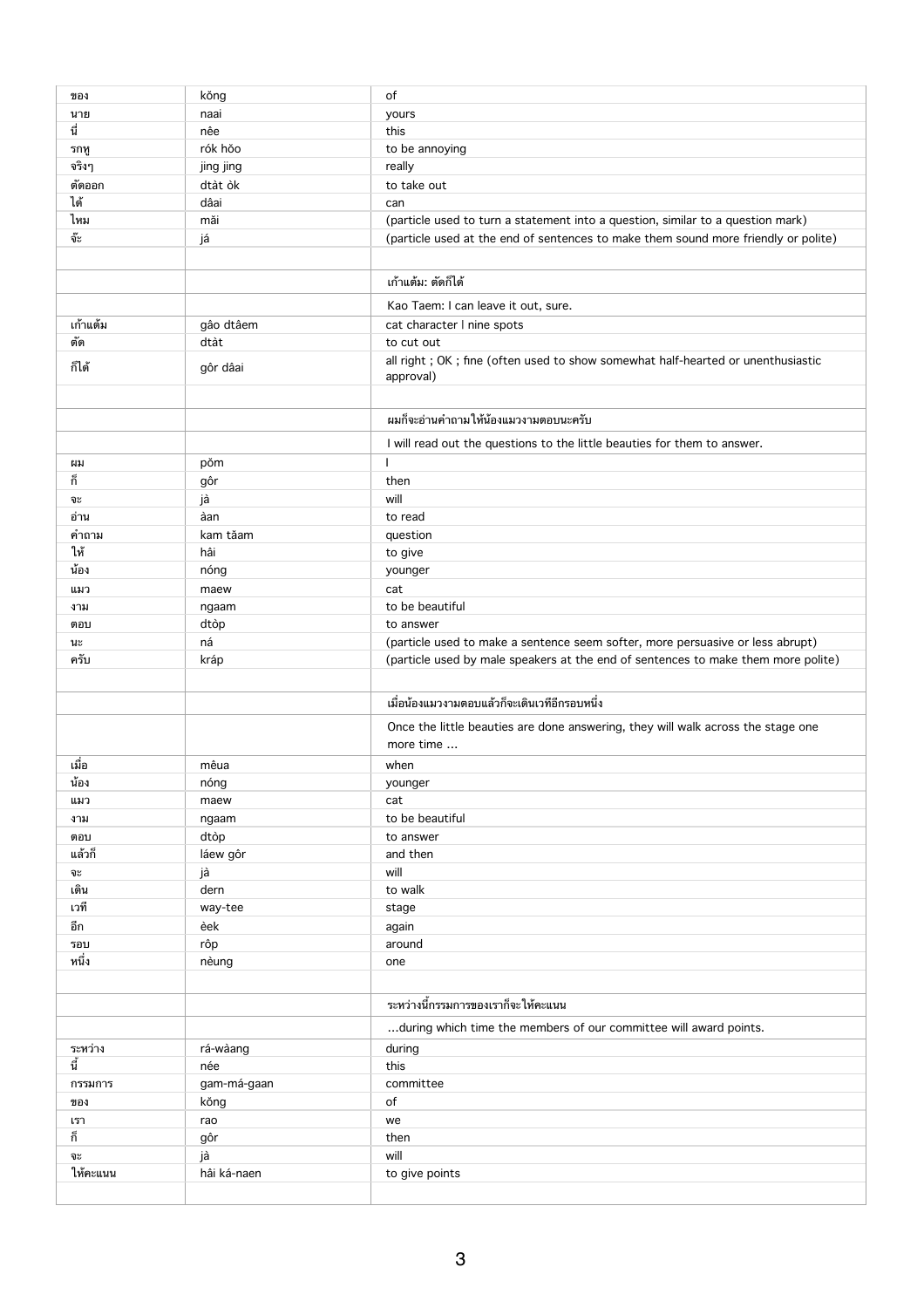| | | |
|---|---|---|
| ของ | kŏng | of |
| นาย | naai | yours |
| นี่ | nêe | this |
| รกหู | rók hŏo | to be annoying |
| จริงๆ | jing jing | really |
| ตัดออก | dtàt òk | to take out |
| ได้ | dâai | can |
| ไหม | măi | (particle used to turn a statement into a question, similar to a question mark) |
| จ๊ะ | já | (particle used at the end of sentences to make them sound more friendly or polite) |
| | | |
| | | เก้าแต้ม: ตัดก็ได้ |
| | | Kao Taem: I can leave it out, sure. |
| เก้าแต้ม | gâo dtâem | cat character ǀ nine spots |
| ตัด | dtàt | to cut out |
| ก็ได้ | gôr dâai | all right ; OK ; fine (often used to show somewhat half-hearted or unenthusiastic approval) |
| | | |
| | | ผมก็จะอ่านคำถามให้น้องแมวงามตอบนะครับ |
| | | I will read out the questions to the little beauties for them to answer. |
| ผม | pŏm | I |
| ก็ | gôr | then |
| จะ | jà | will |
| อ่าน | àan | to read |
| คำถาม | kam tăam | question |
| ให้ | hâi | to give |
| น้อง | nóng | younger |
| แมว | maew | cat |
| งาม | ngaam | to be beautiful |
| ตอบ | dtòp | to answer |
| นะ | ná | (particle used to make a sentence seem softer, more persuasive or less abrupt) |
| ครับ | kráp | (particle used by male speakers at the end of sentences to make them more polite) |
| | | |
| | | เมื่อน้องแมวงามตอบแล้วก็จะเดินเวทีอีกรอบหนึ่ง |
| | | Once the little beauties are done answering, they will walk across the stage one more time ... |
| เมื่อ | mêua | when |
| น้อง | nóng | younger |
| แมว | maew | cat |
| งาม | ngaam | to be beautiful |
| ตอบ | dtòp | to answer |
| แล้วก็ | láew gôr | and then |
| จะ | jà | will |
| เดิน | dern | to walk |
| เวที | way-tee | stage |
| อีก | èek | again |
| รอบ | rôp | around |
| หนึ่ง | nèung | one |
| | | |
| | | ระหว่างนี้กรรมการของเราก็จะให้คะแนน |
| | | ...during which time the members of our committee will award points. |
| ระหว่าง | rá-wàang | during |
| นี้ | née | this |
| กรรมการ | gam-má-gaan | committee |
| ของ | kŏng | of |
| เรา | rao | we |
| ก็ | gôr | then |
| จะ | jà | will |
| ให้คะแนน | hâi ká-naen | to give points |
| | | |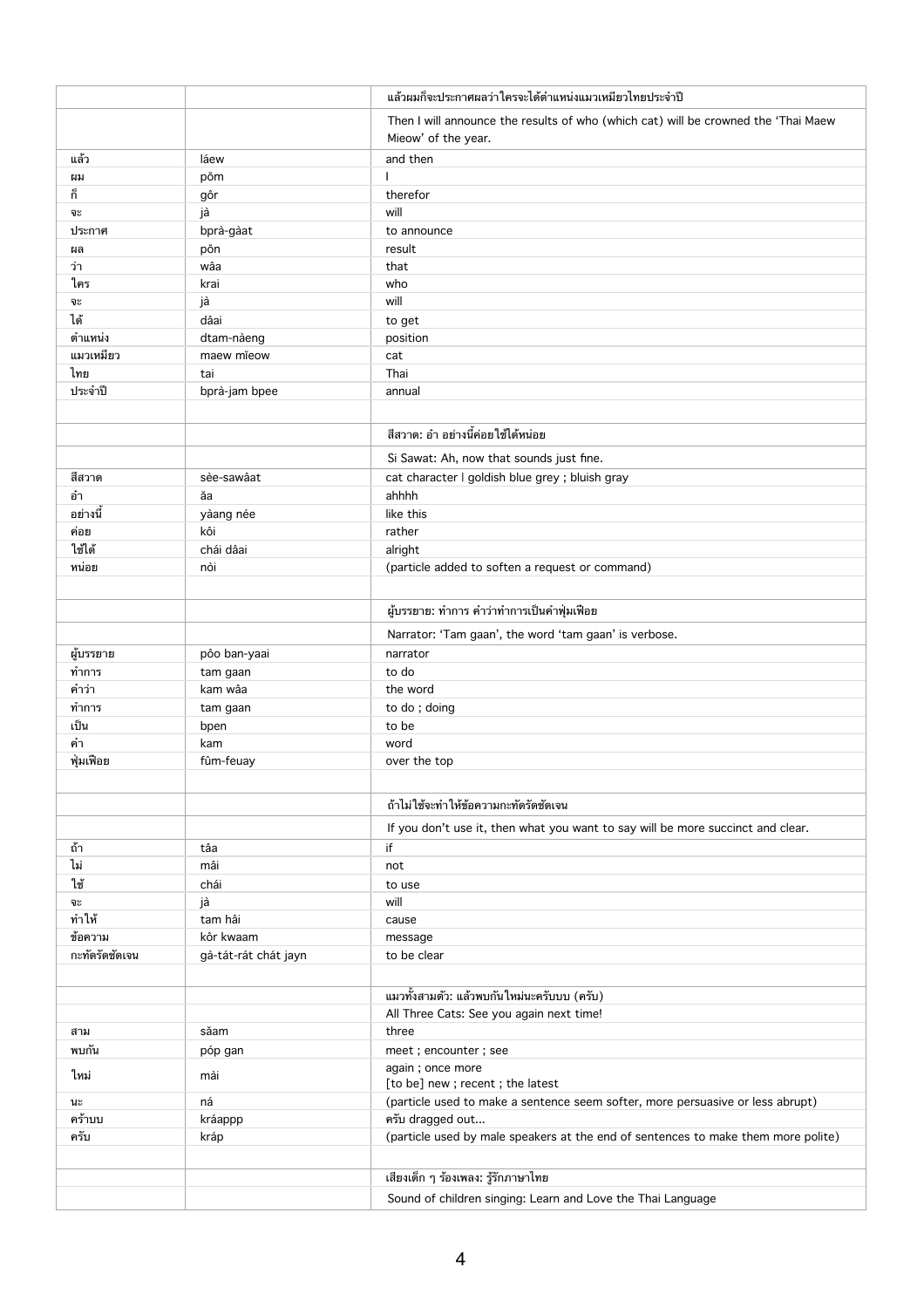| | | |
|---|---|---|
| | | แล้วผมก็จะประกาศผลว่าใครจะได้ตำแหน่งแมวเหมียวไทยประจำปี |
| | | Then I will announce the results of who (which cat) will be crowned the 'Thai Maew Mieow' of the year. |
| แล้ว | láew | and then |
| ผม | pŏm | I |
| ก็ | gôr | therefor |
| จะ | jà | will |
| ประกาศ | bprà-gàat | to announce |
| ผล | pŏn | result |
| ว่า | wâa | that |
| ใคร | krai | who |
| จะ | jà | will |
| ได้ | dâai | to get |
| ตำแหน่ง | dtam-nàeng | position |
| แมวเหมียว | maew mĭeow | cat |
| ไทย | tai | Thai |
| ประจำปี | bprà-jam bpee | annual |
| | | |
| | | สีสวาด: อ๋า อย่างนี้ค่อยใช้ได้หน่อย |
| | | Si Sawat: Ah, now that sounds just fine. |
| สีสวาด | sĕe-sawâat | cat character \| goldish blue grey ; bluish gray |
| อ๋า | ăa | ahhhh |
| อย่างนี้ | yàang née | like this |
| ค่อย | kôi | rather |
| ใช้ได้ | chái dâai | alright |
| หน่อย | nòi | (particle added to soften a request or command) |
| | | |
| | | ผู้บรรยาย: ทำการ คำว่าทำการเป็นคำฟุ่มเฟือย |
| | | Narrator: 'Tam gaan', the word 'tam gaan' is verbose. |
| ผู้บรรยาย | pôo ban-yaai | narrator |
| ทำการ | tam gaan | to do |
| คำว่า | kam wâa | the word |
| ทำการ | tam gaan | to do ; doing |
| เป็น | bpen | to be |
| คำ | kam | word |
| ฟุ่มเฟือย | fûm-feuay | over the top |
| | | |
| | | ถ้าไม่ใช้จะทำให้ข้อความกะทัดรัดชัดเจน |
| | | If you don't use it, then what you want to say will be more succinct and clear. |
| ถ้า | tâa | if |
| ไม่ | mâi | not |
| ใช้ | chái | to use |
| จะ | jà | will |
| ทำให้ | tam hâi | cause |
| ข้อความ | kôr kwaam | message |
| กะทัดรัดชัดเจน | gà-tát-rát chát jayn | to be clear |
| | | |
| | | แมวทั้งสามตัว: แล้วพบกันใหม่นะครับบบ (ครับ) |
| | | All Three Cats: See you again next time! |
| สาม | săam | three |
| พบกัน | póp gan | meet ; encounter ; see |
| ใหม่ | mài | again ; once more<br>[to be] new ; recent ; the latest |
| นะ | ná | (particle used to make a sentence seem softer, more persuasive or less abrupt) |
| คร้าบบ | kráappp | ครับ dragged out... |
| ครับ | kráp | (particle used by male speakers at the end of sentences to make them more polite) |
| | | |
| | | เสียงเด็ก ๆ ร้องเพลง: รู้รักภาษาไทย |
| | | Sound of children singing: Learn and Love the Thai Language |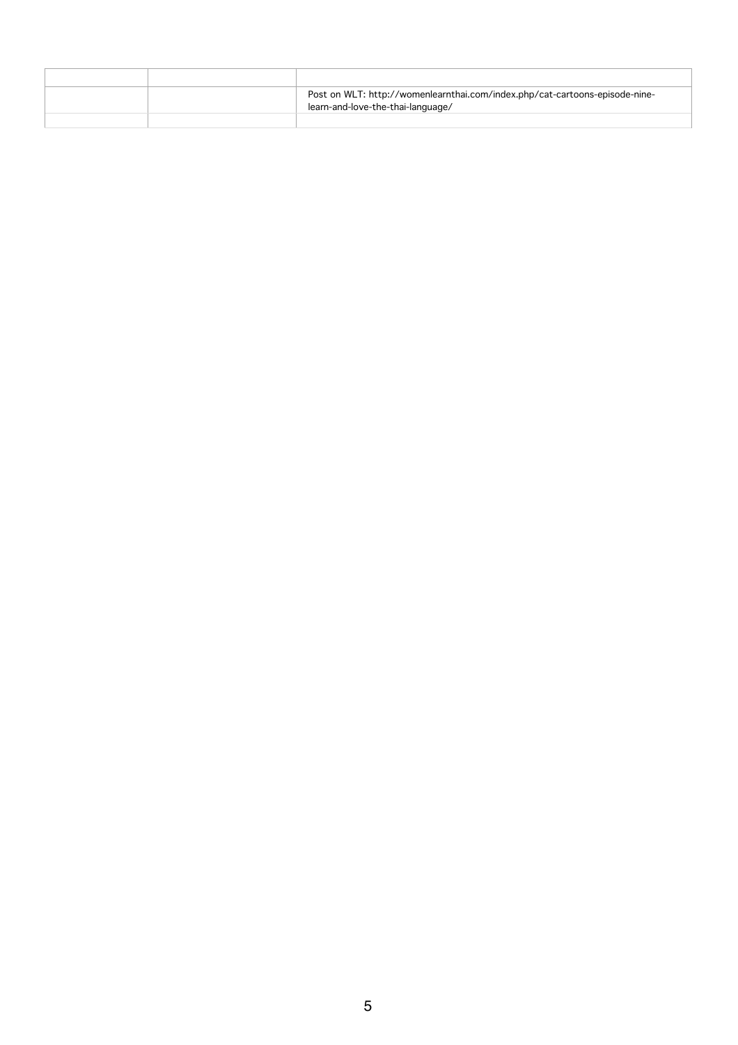| | | |
|---|---|---|
| | | |
| | | Post on WLT: http://womenlearnthai.com/index.php/cat-cartoons-episode-nine-learn-and-love-the-thai-language/ |
| | | |